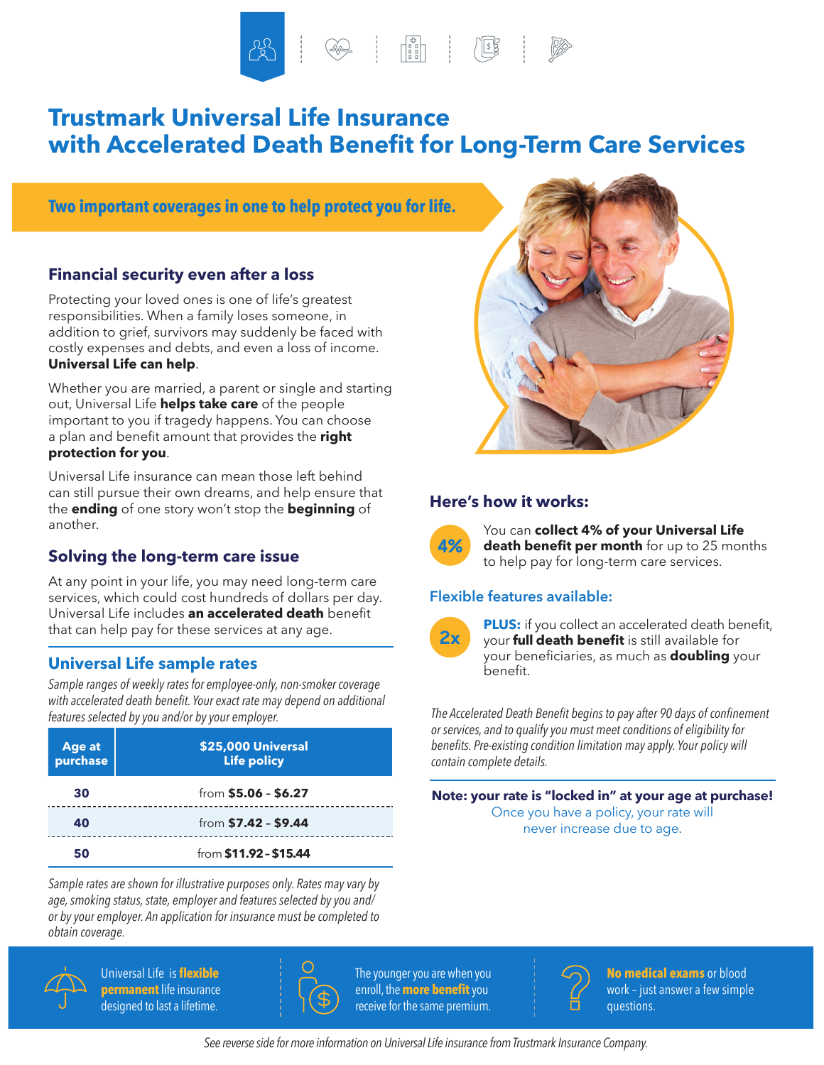# Trustmark Universal Life Insurance with Accelerated Death Benefit for Long-Term Care Services

**Two important coverages in one to help protect you for life.**

## Financial security even after a loss

Protecting your loved ones is one of life's greatest responsibilities. When a family loses someone, in addition to grief, survivors may suddenly be faced with costly expenses and debts, and even a loss of income. **Universal Life can help**.

Whether you are married, a parent or single and starting out, Universal Life **helps take care** of the people important to you if tragedy happens. You can choose a plan and benefit amount that provides the **right protection for you**.

Universal Life insurance can mean those left behind can still pursue their own dreams, and help ensure that the **ending** of one story won't stop the **beginning** of another.

## Solving the long-term care issue

At any point in your life, you may need long-term care services, which could cost hundreds of dollars per day. Universal Life includes **an accelerated death** benefit that can help pay for these services at any age.

## Universal Life sample rates

*Sample ranges of weekly rates for employee-only, non-smoker coverage with accelerated death benefit. Your exact rate may depend on additional features selected by you and/or by your employer.*

| Age at purchase | $25,000 Universal Life policy |
|---|---|
| 30 | from **$5.06 - $6.27** |
| 40 | from **$7.42 - $9.44** |
| 50 | from **$11.92 - $15.44** |

*Sample rates are shown for illustrative purposes only. Rates may vary by age, smoking status, state, employer and features selected by you and/or by your employer. An application for insurance must be completed to obtain coverage.*

## Here's how it works:

**4%** You can **collect 4% of your Universal Life death benefit per month** for up to 25 months to help pay for long-term care services.

### Flexible features available:

**2x** **PLUS:** if you collect an accelerated death benefit, your **full death benefit** is still available for your beneficiaries, as much as **doubling** your benefit.

*The Accelerated Death Benefit begins to pay after 90 days of confinement or services, and to qualify you must meet conditions of eligibility for benefits. Pre-existing condition limitation may apply. Your policy will contain complete details.*

**Note: your rate is "locked in" at your age at purchase!**
Once you have a policy, your rate will never increase due to age.

Universal Life is **flexible permanent** life insurance designed to last a lifetime.

The younger you are when you enroll, the **more benefit** you receive for the same premium.

**No medical exams** or blood work – just answer a few simple questions.

*See reverse side for more information on Universal Life insurance from Trustmark Insurance Company.*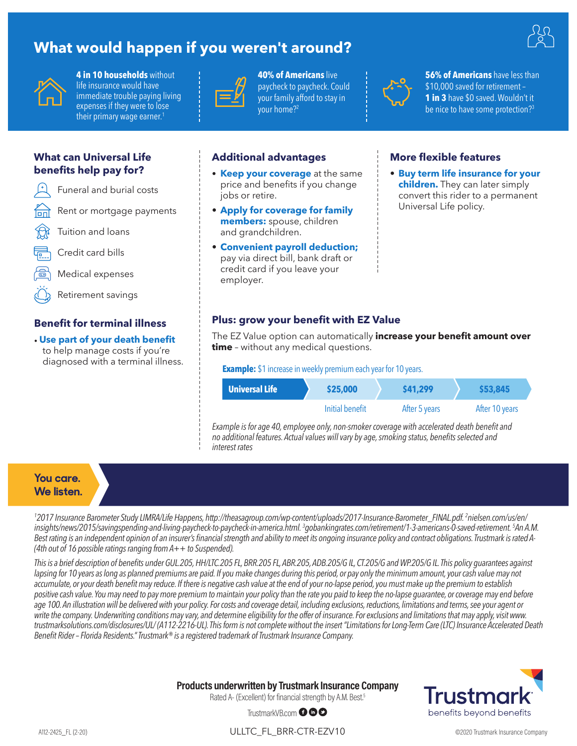## What would happen if you weren't around?

**4 in 10 households** without life insurance would have immediate trouble paying living expenses if they were to lose their primary wage earner.[1]

**40% of Americans** live paycheck to paycheck. Could your family afford to stay in your home?[2]

**56% of Americans** have less than $10,000 saved for retirement – **1 in 3** have $0 saved. Wouldn't it be nice to have some protection?[3]

### What can Universal Life benefits help pay for?

- Funeral and burial costs
- Rent or mortgage payments
- Tuition and loans
- Credit card bills
- Medical expenses
- Retirement savings

### Benefit for terminal illness

- **Use part of your death benefit** to help manage costs if you're diagnosed with a terminal illness.

### Additional advantages

- **Keep your coverage** at the same price and benefits if you change jobs or retire.
- **Apply for coverage for family members:** spouse, children and grandchildren.
- **Convenient payroll deduction;** pay via direct bill, bank draft or credit card if you leave your employer.

### More flexible features

- **Buy term life insurance for your children.** They can later simply convert this rider to a permanent Universal Life policy.

### Plus: grow your benefit with EZ Value

The EZ Value option can automatically **increase your benefit amount over time** – without any medical questions.

**Example:** $1 increase in weekly premium each year for 10 years.

| | | | |
|---|---|---|---|
| **Universal Life** | $25,000 | $41,299 | $53,845 |
| | Initial benefit | After 5 years | After 10 years |

*Example is for age 40, employee only, non-smoker coverage with accelerated death benefit and no additional features. Actual values will vary by age, smoking status, benefits selected and interest rates*

**You care. We listen.**

*[1]2017 Insurance Barometer Study LIMRA/Life Happens, http://theasagroup.com/wp-content/uploads/2017-Insurance-Barometer_FINAL.pdf. [2]nielsen.com/us/en/insights/news/2015/savingspending-and-living-paycheck-to-paycheck-in-america.html. [3]gobankingrates.com/retirement/1-3-americans-0-saved-retirement. [5]An A.M. Best rating is an independent opinion of an insurer's financial strength and ability to meet its ongoing insurance policy and contract obligations. Trustmark is rated A- (4th out of 16 possible ratings ranging from A++ to Suspended).*

*This is a brief description of benefits under GUL.205, HH/LTC.205 FL, BRR.205 FL, ABR.205, ADB.205/G IL, CT.205/G and WP.205/G IL. This policy guarantees against lapsing for 10 years as long as planned premiums are paid. If you make changes during this period, or pay only the minimum amount, your cash value may not accumulate, or your death benefit may reduce. If there is negative cash value at the end of your no-lapse period, you must make up the premium to establish positive cash value. You may need to pay more premium to maintain your policy than the rate you paid to keep the no-lapse guarantee, or coverage may end before age 100. An illustration will be delivered with your policy. For costs and coverage detail, including exclusions, reductions, limitations and terms, see your agent or write the company. Underwriting conditions may vary, and determine eligibility for the offer of insurance. For exclusions and limitations that may apply, visit www.trustmarksolutions.com/disclosures/UL/ (A112-2216-UL). This form is not complete without the insert "Limitations for Long-Term Care (LTC) Insurance Accelerated Death Benefit Rider – Florida Residents." Trustmark® is a registered trademark of Trustmark Insurance Company.*

**Products underwritten by Trustmark Insurance Company**

Rated A- (Excellent) for financial strength by A.M. Best.[5]

TrustmarkVB.com

Trustmark
benefits beyond benefits

A112-2425_FL (2-20)

ULLTC_FL_BRR-CTR-EZV10

©2020 Trustmark Insurance Company